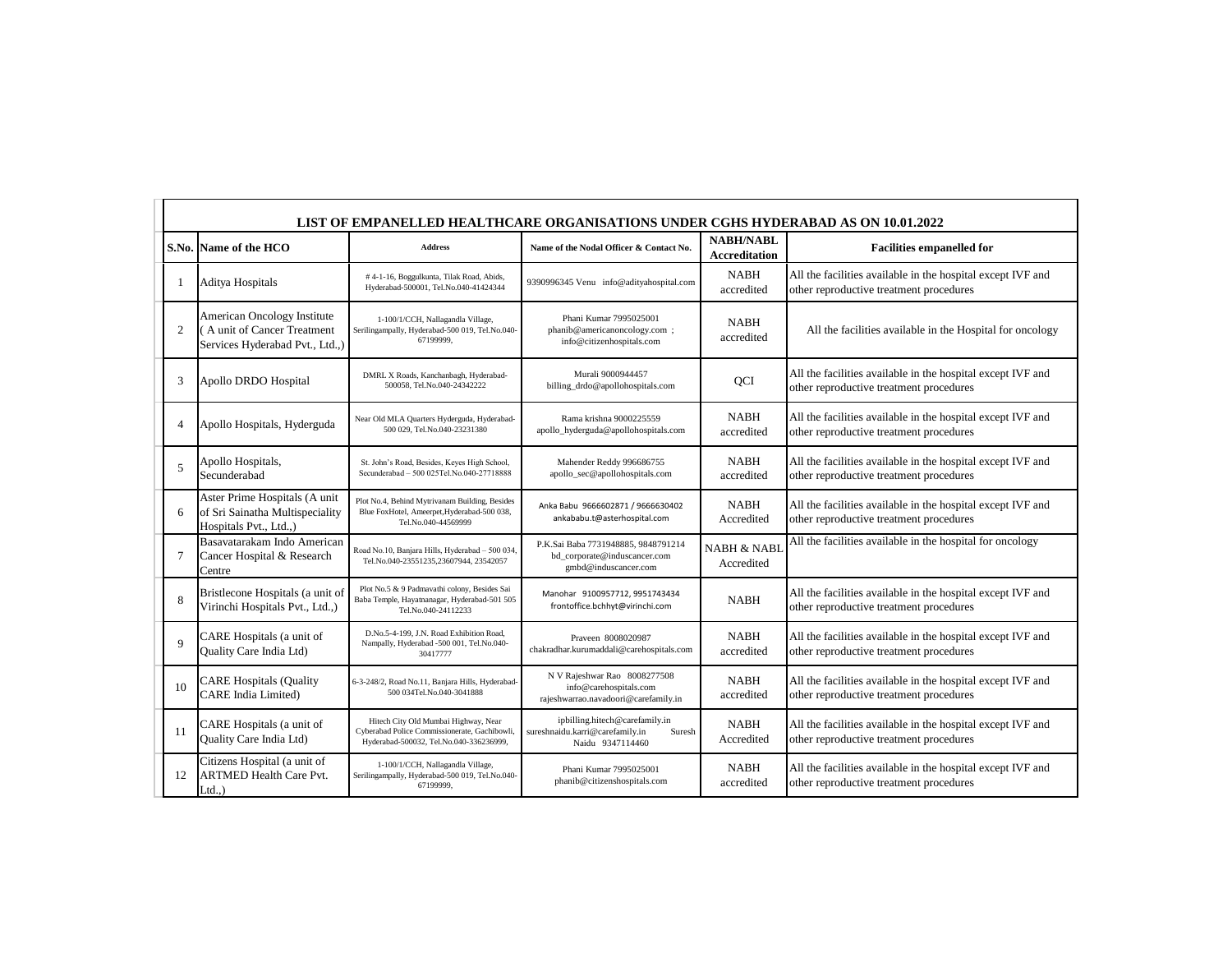# LIST OF EMPANELLED HEALTHCARE ORGANISATIONS UNDER CGHS HYDERABAD AS ON 10.01.2022

| S.No. | Name of the HCO | Address | Name of the Nodal Officer & Contact No. | NABH/NABL Accreditation | Facilities empanelled for |
|---|---|---|---|---|---|
| 1 | Aditya Hospitals | # 4-1-16, Boggulkunta, Tilak Road, Abids, Hyderabad-500001, Tel.No.040-41424344 | 9390996345 Venu info@adityahospital.com | NABH accredited | All the facilities available in the hospital except IVF and other reproductive treatment procedures |
| 2 | American Oncology Institute ( A unit of Cancer Treatment Services Hyderabad Pvt., Ltd.,) | 1-100/1/CCH, Nallagandla Village, Serilingampally, Hyderabad-500 019, Tel.No.040-67199999, | Phani Kumar 7995025001 phanib@americanoncology.com ; info@citizenhospitals.com | NABH accredited | All the facilities available in the Hospital for oncology |
| 3 | Apollo DRDO Hospital | DMRL X Roads, Kanchanbagh, Hyderabad-500058, Tel.No.040-24342222 | Murali 9000944457 billing_drdo@apollohospitals.com | QCI | All the facilities available in the hospital except IVF and other reproductive treatment procedures |
| 4 | Apollo Hospitals, Hyderguda | Near Old MLA Quarters Hyderguda, Hyderabad-500 029, Tel.No.040-23231380 | Rama krishna 9000225559 apollo_hyderguda@apollohospitals.com | NABH accredited | All the facilities available in the hospital except IVF and other reproductive treatment procedures |
| 5 | Apollo Hospitals, Secunderabad | St. John's Road, Besides, Keyes High School, Secunderabad – 500 025Tel.No.040-27718888 | Mahender Reddy 996686755 apollo_sec@apollohospitals.com | NABH accredited | All the facilities available in the hospital except IVF and other reproductive treatment procedures |
| 6 | Aster Prime Hospitals (A unit of Sri Sainatha Multispeciality Hospitals Pvt., Ltd.,) | Plot No.4, Behind Mytrivanam Building, Besides Blue FoxHotel, Ameerpet,Hyderabad-500 038, Tel.No.040-44569999 | Anka Babu 9666602871 / 9666630402 ankababu.t@asterhospital.com | NABH Accredited | All the facilities available in the hospital except IVF and other reproductive treatment procedures |
| 7 | Basavatarakam Indo American Cancer Hospital & Research Centre | Road No.10, Banjara Hills, Hyderabad – 500 034, Tel.No.040-23551235,23607944, 23542057 | P.K.Sai Baba 7731948885, 9848791214 bd_corporate@induscancer.com gmbd@induscancer.com | NABH & NABL Accredited | All the facilities available in the hospital for oncology |
| 8 | Bristlecone Hospitals (a unit of Virinchi Hospitals Pvt., Ltd.,) | Plot No.5 & 9 Padmavathi colony, Besides Sai Baba Temple, Hayatnanagar, Hyderabad-501 505 Tel.No.040-24112233 | Manohar 9100957712, 9951743434 frontoffice.bchhyt@virinchi.com | NABH | All the facilities available in the hospital except IVF and other reproductive treatment procedures |
| 9 | CARE Hospitals (a unit of Quality Care India Ltd) | D.No.5-4-199, J.N. Road Exhibition Road, Nampally, Hyderabad -500 001, Tel.No.040-30417777 | Praveen 8008020987 chakradhar.kurumaddali@carehospitals.com | NABH accredited | All the facilities available in the hospital except IVF and other reproductive treatment procedures |
| 10 | CARE Hospitals (Quality CARE India Limited) | 6-3-248/2, Road No.11, Banjara Hills, Hyderabad-500 034Tel.No.040-3041888 | N V Rajeshwar Rao 8008277508 info@carehospitals.com rajeshwarrao.navadoori@carefamily.in | NABH accredited | All the facilities available in the hospital except IVF and other reproductive treatment procedures |
| 11 | CARE Hospitals (a unit of Quality Care India Ltd) | Hitech City Old Mumbai Highway, Near Cyberabad Police Commissionerate, Gachibowli, Hyderabad-500032, Tel.No.040-336236999, | ipbilling.hitech@carefamily.in sureshnaidu.karri@carefamily.in Suresh Naidu 9347114460 | NABH Accredited | All the facilities available in the hospital except IVF and other reproductive treatment procedures |
| 12 | Citizens Hospital (a unit of ARTMED Health Care Pvt. Ltd.,) | 1-100/1/CCH, Nallagandla Village, Serilingampally, Hyderabad-500 019, Tel.No.040-67199999, | Phani Kumar 7995025001 phanib@citizenshospitals.com | NABH accredited | All the facilities available in the hospital except IVF and other reproductive treatment procedures |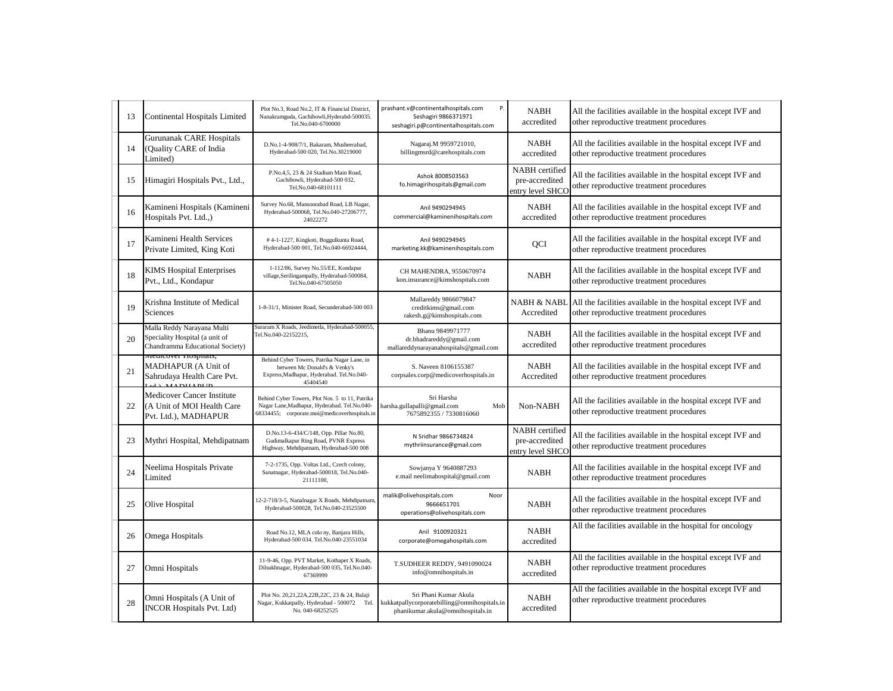| 13 | Continental Hospitals Limited | Plot No.3, Road No.2, IT & Financial District, Nanakramguda, Gachibowli,Hyderabad-500035. Tel.No.040-6700000 | prashant.v@continentalhospitals.com P. Seshagiri 9866371971 seshagiri.p@continentalhospitals.com | NABH accredited | All the facilities available in the hospital except IVF and other reproductive treatment procedures |
|---|---|---|---|---|---|
| 14 | Gurunanak CARE Hospitals (Quality CARE of India Limited) | D.No.1-4-908/7/1, Bakaram, Musheerabad, Hyderabad-500 020, Tel.No.30219000 | Nagaraj.M 9959721010, billingmsrd@carehospitals.com | NABH accredited | All the facilities available in the hospital except IVF and other reproductive treatment procedures |
| 15 | Himagiri Hospitals Pvt., Ltd., | P.No.4,5, 23 & 24 Stadium Main Road, Gachibowli, Hyderabad-500 032, Tel.No.040-68101111 | Ashok 8008503563 fo.himagirihospitals@gmail.com | NABH certified pre-accredited entry level SHCO | All the facilities available in the hospital except IVF and other reproductive treatment procedures |
| 16 | Kamineni Hospitals (Kamineni Hospitals Pvt. Ltd.,) | Survey No.68, Mansoorabad Road, LB Nagar, Hyderabad-500068, Tel.No.040-27206777, 24022272 | Anil 9490294945 commercial@kaminenihospitals.com | NABH accredited | All the facilities available in the hospital except IVF and other reproductive treatment procedures |
| 17 | Kamineni Health Services Private Limited, King Koti | # 4-1-1227, Kingkoti, Boggulkunta Road, Hyderabad-500 001, Tel.No.040-66924444, | Anil 9490294945 marketing.kk@kaminenihospitals.com | QCI | All the facilities available in the hospital except IVF and other reproductive treatment procedures |
| 18 | KIMS Hospital Enterprises Pvt., Ltd., Kondapur | 1-112/86, Survey No.55/EE, Kondapur village,Serilingampally, Hyderabad-500084, Tel.No.040-67505050 | CH MAHENDRA, 9550670974 kon.insurance@kimshospitals.com | NABH | All the facilities available in the hospital except IVF and other reproductive treatment procedures |
| 19 | Krishna Institute of Medical Sciences | 1-8-31/1, Minister Road, Secunderabad-500 003 | Mallareddy 9866079847 creditkims@gmail.com rakesh.g@kimshospitals.com | NABH & NABL Accredited | All the facilities available in the hospital except IVF and other reproductive treatment procedures |
| 20 | Malla Reddy Narayana Multi Speciality Hospital (a unit of Chandramma Educational Society) | Suraram X Roads, Jeedimetla, Hyderabad-500055, Tel.No.040-22152215, | Bhanu 9849971777 dr.bhadrareddy@gmail.com mallareddynarayanahospitals@gmail.com | NABH accredited | All the facilities available in the hospital except IVF and other reproductive treatment procedures |
| 21 | Medicover Hospitals, MADHAPUR (A Unit of Sahrudaya Health Care Pvt. Ltd.), MADHAPUR | Behind Cyber Towers, Patrika Nagar Lane, in between Mc Donald's & Venky's Express,Madhapur, Hyderabad. Tel.No.040-45404540 | S. Naveen 8106155387 corpsales.corp@medicoverhospitals.in | NABH Accredited | All the facilities available in the hospital except IVF and other reproductive treatment procedures |
| 22 | Medicover Cancer Institute (A Unit of MOI Health Care Pvt. Ltd.), MADHAPUR | Behind Cyber Towers, Plot Nos. 5 to 11, Patrika Nagar Lane,Madhapur, Hyderabad. Tel.No.040-68334455; corporate.moi@medicoverhospitals.in | Sri Harsha harsha.gullapalli@gmail.com Mob 7675892355 / 7330816060 | Non-NABH | All the facilities available in the hospital except IVF and other reproductive treatment procedures |
| 23 | Mythri Hospital, Mehdipatnam | D.No.13-6-434/C/148, Opp. Pillar No.80, Gudimalkapur Ring Road, PVNR Express Highway, Mehdipatnam, Hyderabad-500 008 | N Sridhar 9866734824 mythriinsurance@gmail.com | NABH certified pre-accredited entry level SHCO | All the facilities available in the hospital except IVF and other reproductive treatment procedures |
| 24 | Neelima Hospitals Private Limited | 7-2-1735, Opp. Voltas Ltd., Czech colony, Sanatnagar, Hyderabad-500018, Tel.No.040-21111100, | Sowjanya Y 9640887293 e.mail neelimahospital@gmail.com | NABH | All the facilities available in the hospital except IVF and other reproductive treatment procedures |
| 25 | Olive Hospital | 12-2-718/3-5, Nanalnagar X Roads, Mehdipatnam, Hyderabad-500028, Tel.No.040-23525500 | malik@olivehospitals.com Noor 9666651701 operations@olivehospitals.com | NABH | All the facilities available in the hospital except IVF and other reproductive treatment procedures |
| 26 | Omega Hospitals | Road No.12, MLA colo ny, Banjara Hills, Hyderabad-500 034. Tel.No.040-23551034 | Anil 9100920321 corporate@omegahospitals.com | NABH accredited | All the facilities available in the hospital for oncology |
| 27 | Omni Hospitals | 11-9-46, Opp. PVT Market, Kothapet X Roads, Dilsukhnagar, Hyderabad-500 035, Tel.No.040-67369999 | T.SUDHEER REDDY, 9491090024 info@omnihospitals.in | NABH accredited | All the facilities available in the hospital except IVF and other reproductive treatment procedures |
| 28 | Omni Hospitals (A Unit of INCOR Hospitals Pvt. Ltd) | Plot No. 20,21,22A,22B,22C, 23 & 24, Balaji Nagar, Kukkatpally, Hyderabad - 500072 Tel. No. 040-68252525 | Sri Phani Kumar Akula kukkatpallycorporatebilling@omnihospitals.in phanikumar.akula@omnihospitals.in | NABH accredited | All the facilities available in the hospital except IVF and other reproductive treatment procedures |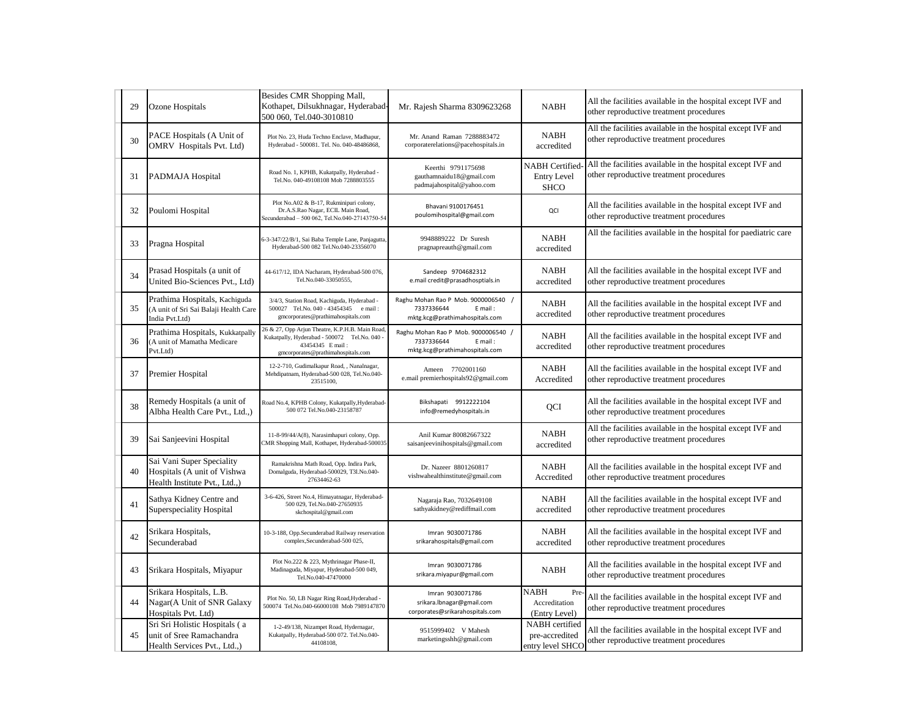| 29 | Ozone Hospitals | Besides CMR Shopping Mall, Kothapet, Dilsukhnagar, Hyderabad-500 060, Tel.040-3010810 | Mr. Rajesh Sharma 8309623268 | NABH | All the facilities available in the hospital except IVF and other reproductive treatment procedures |
|---|---|---|---|---|---|
| 30 | PACE Hospitals (A Unit of OMRV Hospitals Pvt. Ltd) | Plot No. 23, Huda Techno Enclave, Madhapur, Hyderabad - 500081. Tel. No. 040-48486868, | Mr. Anand Raman 7288883472 corporaterelations@pacehospitals.in | NABH accredited | All the facilities available in the hospital except IVF and other reproductive treatment procedures |
| 31 | PADMAJA Hospital | Road No. 1, KPHB, Kukatpally, Hyderabad - Tel.No. 040-49108108 Mob 7288803555 | Keerthi 9791175698 gauthamnaidu18@gmail.com padmajahospital@yahoo.com | NABH Certified-Entry Level SHCO | All the facilities available in the hospital except IVF and other reproductive treatment procedures |
| 32 | Poulomi Hospital | Plot No.A02 & B-17, Rukminipuri colony, Dr.A.S.Rao Nagar, ECIL Main Road, Secunderabad – 500 062, Tel.No.040-27143750-54 | Bhavani 9100176451 poulomihospital@gmail.com | QCI | All the facilities available in the hospital except IVF and other reproductive treatment procedures |
| 33 | Pragna Hospital | 6-3-347/22/B/1, Sai Baba Temple Lane, Panjagutta, Hyderabad-500 082 Tel.No.040-23356070 | 9948889222 Dr Suresh pragnapreauth@gmail.com | NABH accredited | All the facilities available in the hospital for paediatric care |
| 34 | Prasad Hospitals (a unit of United Bio-Sciences Pvt., Ltd) | 44-617/12, IDA Nacharam, Hyderabad-500 076, Tel.No.040-33050555, | Sandeep 9704682312 e.mail credit@prasadhosptials.in | NABH accredited | All the facilities available in the hospital except IVF and other reproductive treatment procedures |
| 35 | Prathima Hospitals, Kachiguda (A unit of Sri Sai Balaji Health Care India Pvt.Ltd) | 3/4/3, Station Road, Kachiguda, Hyderabad - 500027 Tel.No. 040 - 43454345 e mail : gmcorporates@prathimahospitals.com | Raghu Mohan Rao P Mob. 9000006540 / 7337336644 E mail : mktg.kcg@prathimahospitals.com | NABH accredited | All the facilities available in the hospital except IVF and other reproductive treatment procedures |
| 36 | Prathima Hospitals, Kukkatpally (A unit of Mamatha Medicare Pvt.Ltd) | 26 & 27, Opp Arjun Theatre, K.P.H.B. Main Road, Kukatpally, Hyderabad - 500072 Tel.No. 040 - 43454345 E mail : gmcorporates@prathimahospitals.com | Raghu Mohan Rao P Mob. 9000006540 / 7337336644 E mail : mktg.kcg@prathimahospitals.com | NABH accredited | All the facilities available in the hospital except IVF and other reproductive treatment procedures |
| 37 | Premier Hospital | 12-2-710, Gudimalkapur Road, , Nanalnagar, Mehdipatnam, Hyderabad-500 028, Tel.No.040-23515100, | Ameen 7702001160 e.mail premierhospitals92@gmail.com | NABH Accredited | All the facilities available in the hospital except IVF and other reproductive treatment procedures |
| 38 | Remedy Hospitals (a unit of Albha Health Care Pvt., Ltd.,) | Road No.4, KPHB Colony, Kukatpally,Hyderabad-500 072 Tel.No.040-23158787 | Bikshapati 9912222104 info@remedyhospitals.in | QCI | All the facilities available in the hospital except IVF and other reproductive treatment procedures |
| 39 | Sai Sanjeevini Hospital | 11-8-99/44/A(8), Narasimhapuri colony, Opp. CMR Shopping Mall, Kothapet, Hyderabad-500035 | Anil Kumar 80082667322 saisanjeevinihospitals@gmail.com | NABH accredited | All the facilities available in the hospital except IVF and other reproductive treatment procedures |
| 40 | Sai Vani Super Speciality Hospitals (A unit of Vishwa Health Institute Pvt., Ltd.,) | Ramakrishna Math Road, Opp. Indira Park, Domalguda, Hyderabad-500029, Tl.No.040-27634462-63 | Dr. Nazeer 8801260817 vishwahealthinstitute@gmail.com | NABH Accredited | All the facilities available in the hospital except IVF and other reproductive treatment procedures |
| 41 | Sathya Kidney Centre and Superspeciality Hospital | 3-6-426, Street No.4, Himayatnagar, Hyderabad-500 029, Tel.No.040-27650935 skchospital@gmail.com | Nagaraja Rao, 7032649108 sathyakidney@rediffmail.com | NABH accredited | All the facilities available in the hospital except IVF and other reproductive treatment procedures |
| 42 | Srikara Hospitals, Secunderabad | 10-3-188, Opp.Secunderabad Railway reservation complex,Secunderabad-500 025, | Imran 9030071786 srikarahospitals@gmail.com | NABH accredited | All the facilities available in the hospital except IVF and other reproductive treatment procedures |
| 43 | Srikara Hospitals, Miyapur | Plot No.222 & 223, Mythrinagar Phase-II, Madinaguda, Miyapur, Hyderabad-500 049, Tel.No.040-47470000 | Imran 9030071786 srikara.miyapur@gmail.com | NABH | All the facilities available in the hospital except IVF and other reproductive treatment procedures |
| 44 | Srikara Hospitals, L.B. Nagar(A Unit of SNR Galaxy Hospitals Pvt. Ltd) | Plot No. 50, LB Nagar Ring Road,Hyderabad - 500074 Tel.No.040-66000108 Mob 7989147870 | Imran 9030071786 srikara.lbnagar@gmail.com corporates@srikarahospitals.com | NABH Pre-Accreditation (Entry Level) | All the facilities available in the hospital except IVF and other reproductive treatment procedures |
| 45 | Sri Sri Holistic Hospitals ( a unit of Sree Ramachandra Health Services Pvt., Ltd.,) | 1-2-49/138, Nizampet Road, Hydernagar, Kukatpally, Hyderabad-500 072. Tel.No.040-44108108, | 9515999402 V Mahesh marketingsshh@gmail.com | NABH certified pre-accredited entry level SHCO | All the facilities available in the hospital except IVF and other reproductive treatment procedures |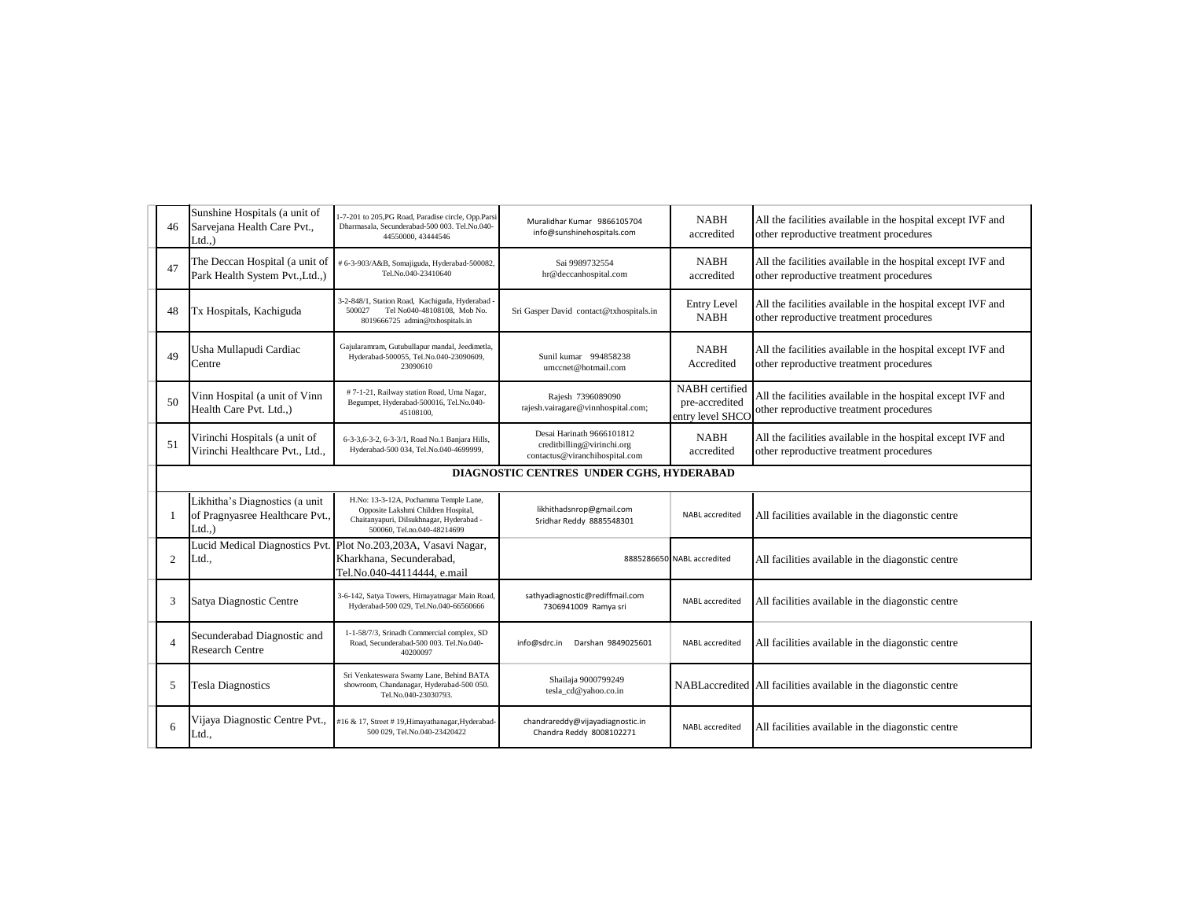| | | | | | |
|---|---|---|---|---|---|
| 46 | Sunshine Hospitals (a unit of Sarvejana Health Care Pvt., Ltd.,) | 1-7-201 to 205,PG Road, Paradise circle, Opp.Parsi Dharmasala, Secunderabad-500 003. Tel.No.040-44550000, 43444546 | Muralidhar Kumar 9866105704 info@sunshinehospitals.com | NABH accredited | All the facilities available in the hospital except IVF and other reproductive treatment procedures |
| 47 | The Deccan Hospital (a unit of Park Health System Pvt.,Ltd.,) | # 6-3-903/A&B, Somajiguda, Hyderabad-500082, Tel.No.040-23410640 | Sai 9989732554 hr@deccanhospital.com | NABH accredited | All the facilities available in the hospital except IVF and other reproductive treatment procedures |
| 48 | Tx Hospitals, Kachiguda | 3-2-848/1, Station Road, Kachiguda, Hyderabad - 500027 Tel No040-48108108, Mob No. 8019666725 admin@txhospitals.in | Sri Gasper David contact@txhospitals.in | Entry Level NABH | All the facilities available in the hospital except IVF and other reproductive treatment procedures |
| 49 | Usha Mullapudi Cardiac Centre | Gajularamram, Gutubullapur mandal, Jeedimetla, Hyderabad-500055, Tel.No.040-23090609, 23090610 | Sunil kumar 994858238 umccnet@hotmail.com | NABH Accredited | All the facilities available in the hospital except IVF and other reproductive treatment procedures |
| 50 | Vinn Hospital (a unit of Vinn Health Care Pvt. Ltd.,) | # 7-1-21, Railway station Road, Uma Nagar, Begumpet, Hyderabad-500016, Tel.No.040-45108100, | Rajesh 7396089090 rajesh.vairagare@vinnhospital.com; | NABH certified pre-accredited entry level SHCO | All the facilities available in the hospital except IVF and other reproductive treatment procedures |
| 51 | Virinchi Hospitals (a unit of Virinchi Healthcare Pvt., Ltd., | 6-3-3,6-3-2, 6-3-3/1, Road No.1 Banjara Hills, Hyderabad-500 034, Tel.No.040-4699999, | Desai Harinath 9666101812 creditbilling@virinchi.org contactus@viranchihospital.com | NABH accredited | All the facilities available in the hospital except IVF and other reproductive treatment procedures |
| | **DIAGNOSTIC CENTRES UNDER CGHS, HYDERABAD** | | | | |
| 1 | Likhitha's Diagnostics (a unit of Pragnyasree Healthcare Pvt., Ltd.,) | H.No: 13-3-12A, Pochamma Temple Lane, Opposite Lakshmi Children Hospital, Chaitanyapuri, Dilsukhnagar, Hyderabad - 500060, Tel.no.040-48214699 | likhithadsnrop@gmail.com Sridhar Reddy 8885548301 | NABL accredited | All facilities available in the diagonstic centre |
| 2 | Lucid Medical Diagnostics Pvt. Ltd., | Plot No.203,203A, Vasavi Nagar, Kharkhana, Secunderabad, Tel.No.040-44114444, e.mail | 8885286650 | NABL accredited | All facilities available in the diagonstic centre |
| 3 | Satya Diagnostic Centre | 3-6-142, Satya Towers, Himayatnagar Main Road, Hyderabad-500 029, Tel.No.040-66560666 | sathyadiagnostic@rediffmail.com 7306941009 Ramya sri | NABL accredited | All facilities available in the diagonstic centre |
| 4 | Secunderabad Diagnostic and Research Centre | 1-1-58/7/3, Srinadh Commercial complex, SD Road, Secunderabad-500 003. Tel.No.040-40200097 | info@sdrc.in Darshan 9849025601 | NABL accredited | All facilities available in the diagonstic centre |
| 5 | Tesla Diagnostics | Sri Venkateswara Swamy Lane, Behind BATA showroom, Chandanagar, Hyderabad-500 050. Tel.No.040-23030793. | Shailaja 9000799249 tesla_cd@yahoo.co.in | NABLaccredited | All facilities available in the diagonstic centre |
| 6 | Vijaya Diagnostic Centre Pvt., Ltd., | #16 & 17, Street # 19,Himayathanagar,Hyderabad-500 029, Tel.No.040-23420422 | chandrareddy@vijayadiagnostic.in Chandra Reddy 8008102271 | NABL accredited | All facilities available in the diagonstic centre |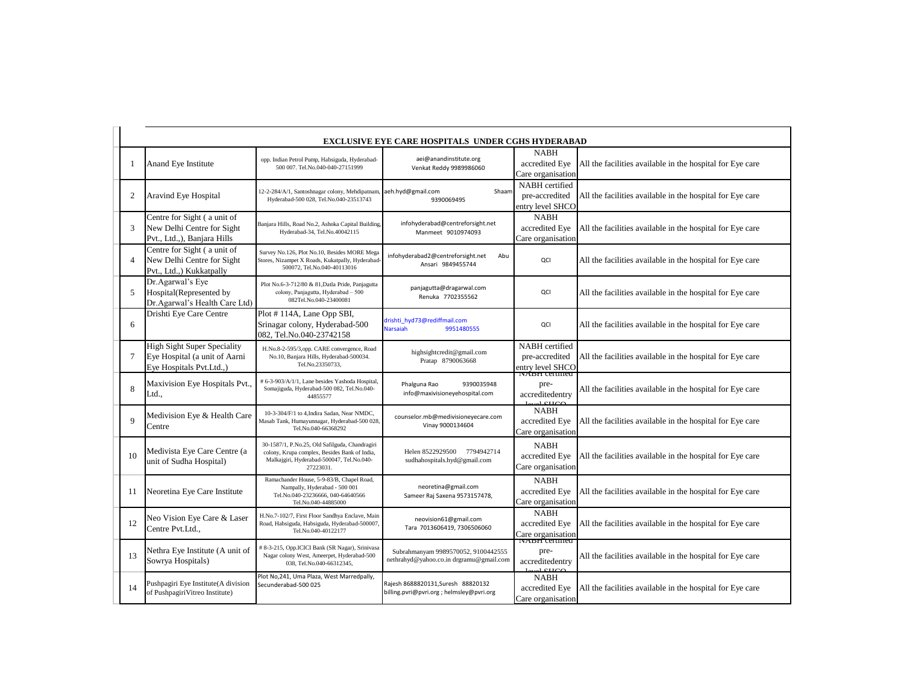| EXCLUSIVE EYE CARE HOSPITALS UNDER CGHS HYDERABAD | | | | | |
|---|---|---|---|---|---|
| 1 | Anand Eye Institute | opp. Indian Petrol Pump, Habsiguda, Hyderabad-500 007. Tel.No.040-040-27151999 | aei@anandinstitute.org Venkat Reddy 9989986060 | NABH accredited Eye Care organisation | All the facilities available in the hospital for Eye care |
| 2 | Aravind Eye Hospital | 12-2-284/A/1, Santoshnagar colony, Mehdipatnam, Hyderabad-500 028, Tel.No.040-23513743 | aeh.hyd@gmail.com Shaam 9390069495 | NABH certified pre-accredited entry level SHCO | All the facilities available in the hospital for Eye care |
| 3 | Centre for Sight ( a unit of New Delhi Centre for Sight Pvt., Ltd.,), Banjara Hills | Banjara Hills, Road No.2, Ashoka Capital Building, Hyderabad-34, Tel.No.40042115 | infohyderabad@centreforsight.net Manmeet 9010974093 | NABH accredited Eye Care organisation | All the facilities available in the hospital for Eye care |
| 4 | Centre for Sight ( a unit of New Delhi Centre for Sight Pvt., Ltd.,) Kukkatpally | Survey No.126, Plot No.10, Besides MORE Mega Stores, Nizampet X Roads, Kukatpally, Hyderabad-500072, Tel.No.040-40113016 | infohyderabad2@centreforsight.net Abu Ansari 9849455744 | QCI | All the facilities available in the hospital for Eye care |
| 5 | Dr.Agarwal's Eye Hospital(Represented by Dr.Agarwal's Health Care Ltd) | Plot No.6-3-712/80 & 81,Datla Pride, Panjagutta colony, Panjagutta, Hyderabad – 500 082Tel.No.040-23400081 | panjagutta@dragarwal.com Renuka 7702355562 | QCI | All the facilities available in the hospital for Eye care |
| 6 | Drishti Eye Care Centre | Plot # 114A, Lane Opp SBI, Srinagar colony, Hyderabad-500 082, Tel.No.040-23742158 | drishti_hyd73@rediffmail.com Narsaiah 9951480555 | QCI | All the facilities available in the hospital for Eye care |
| 7 | High Sight Super Speciality Eye Hospital (a unit of Aarni Eye Hospitals Pvt.Ltd.,) | H.No.8-2-595/3,opp. CARE convergence, Road No.10, Banjara Hills, Hyderabad-500034. Tel.No.23350733, | highsightcredit@gmail.com Pratap 8790063668 | NABH certified pre-accredited entry level SHCO | All the facilities available in the hospital for Eye care |
| 8 | Maxivision Eye Hospitals Pvt., Ltd., | # 6-3-903/A/1/1, Lane besides Yashoda Hospital, Somajiguda, Hyderabad-500 082, Tel.No.040-44855577 | Phalguna Rao 9390035948 info@maxivisioneyehospital.com | NABH certified pre-accreditedentry level SHCO | All the facilities available in the hospital for Eye care |
| 9 | Medivision Eye & Health Care Centre | 10-3-304/F/1 to 4,Indira Sadan, Near NMDC, Masab Tank, Humayunnagar, Hyderabad-500 028, Tel.No.040-66368292 | counselor.mb@medivisioneyecare.com Vinay 9000134604 | NABH accredited Eye Care organisation | All the facilities available in the hospital for Eye care |
| 10 | Medivista Eye Care Centre (a unit of Sudha Hospital) | 30-1587/1, P.No.25, Old Safilguda, Chandragiri colony, Krupa complex, Besides Bank of India, Malkajgiri, Hyderabad-500047, Tel.No.040-27223031. | Helen 8522929500 7794942714 sudhahospitals.hyd@gmail.com | NABH accredited Eye Care organisation | All the facilities available in the hospital for Eye care |
| 11 | Neoretina Eye Care Institute | Ramachander House, 5-9-83/B, Chapel Road, Nampally, Hyderabad - 500 001 Tel.No.040-23236666, 040-64640566 Tel.No.040-44885000 | neoretina@gmail.com Sameer Raj Saxena 9573157478, | NABH accredited Eye Care organisation | All the facilities available in the hospital for Eye care |
| 12 | Neo Vision Eye Care & Laser Centre Pvt.Ltd., | H.No.7-102/7, First Floor Sandhya Enclave, Main Road, Habsiguda, Habsiguda, Hyderabad-500007, Tel.No.040-40122177 | neovision61@gmail.com Tara 7013606419, 7306506060 | NABH accredited Eye Care organisation | All the facilities available in the hospital for Eye care |
| 13 | Nethra Eye Institute (A unit of Sowrya Hospitals) | # 8-3-215, Opp.ICICI Bank (SR Nagar), Srinivasa Nagar colony West, Ameerpet, Hyderabad-500 038, Tel.No.040-66312345, | Subrahmanyam 9989570052, 9100442555 nethrahyd@yahoo.co.in drgramu@gmail.com | NABH certified pre-accreditedentry level SHCO | All the facilities available in the hospital for Eye care |
| 14 | Pushpagiri Eye Institute(A division of PushpagiriVitreo Institute) | Plot No,241, Uma Plaza, West Marredpally, Secunderabad-500 025 | Rajesh 8688820131,Suresh 88820132 billing.pvri@pvri.org ; helmsley@pvri.org | NABH accredited Eye Care organisation | All the facilities available in the hospital for Eye care |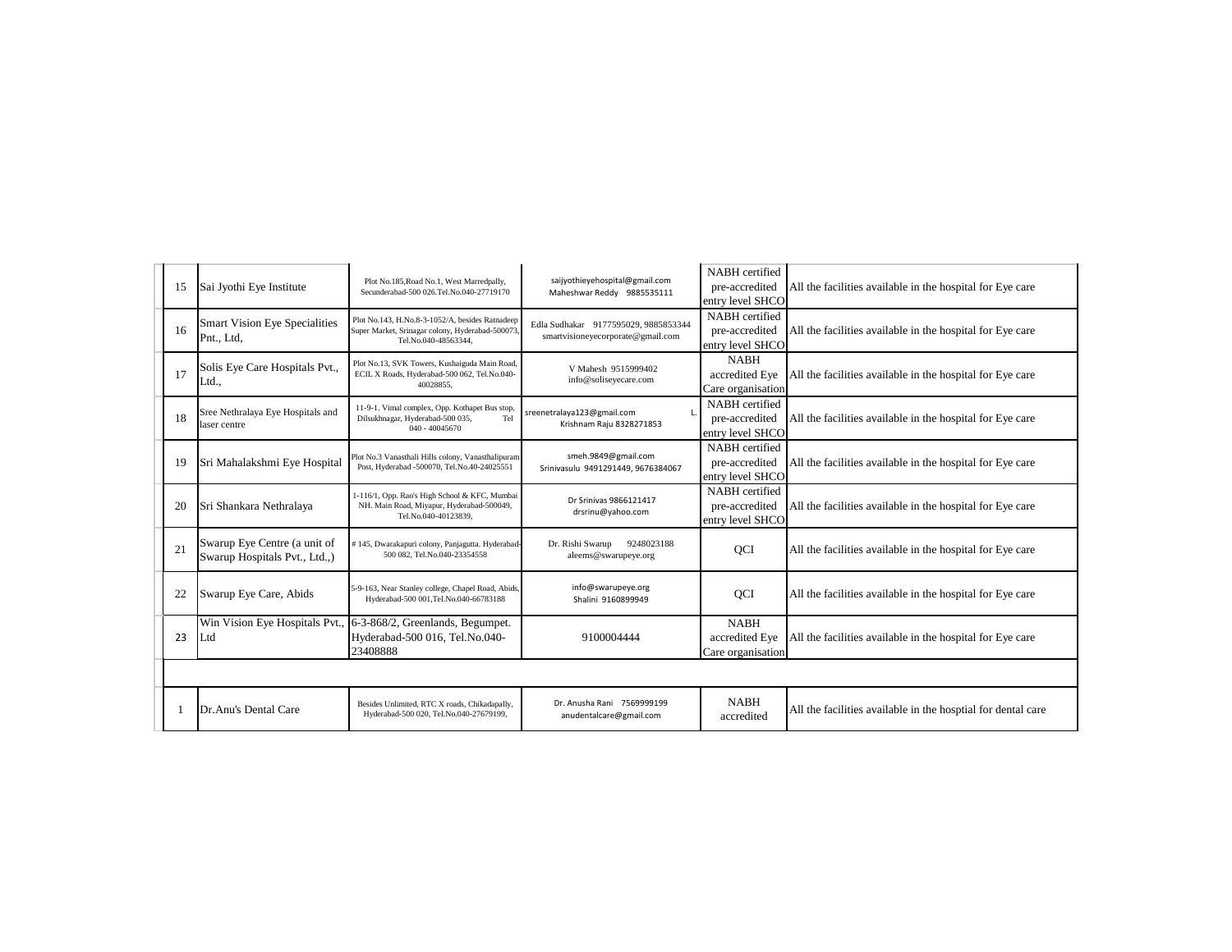| | | | | | |
|---|---|---|---|---|---|
| 15 | Sai Jyothi Eye Institute | Plot No.185,Road No.1, West Marredpally, Secunderabad-500 026.Tel.No.040-27719170 | saijyothieyehospital@gmail.com Maheshwar Reddy 9885535111 | NABH certified pre-accredited entry level SHCO | All the facilities available in the hospital for Eye care |
| 16 | Smart Vision Eye Specialities Pnt., Ltd, | Plot No.143, H.No.8-3-1052/A, besides Ratnadeep Super Market, Srinagar colony, Hyderabad-500073, Tel.No.040-48563344, | Edla Sudhakar 9177595029, 9885853344 smartvisioneyecorporate@gmail.com | NABH certified pre-accredited entry level SHCO | All the facilities available in the hospital for Eye care |
| 17 | Solis Eye Care Hospitals Pvt., Ltd., | Plot No.13, SVK Towers, Kushaiguda Main Road, ECIL X Roads, Hyderabad-500 062, Tel.No.040-40028855, | V Mahesh 9515999402 info@soliseyecare.com | NABH accredited Eye Care organisation | All the facilities available in the hospital for Eye care |
| 18 | Sree Nethralaya Eye Hospitals and laser centre | 11-9-1. Vimal complex, Opp. Kothapet Bus stop, Dilsukhnagar, Hyderabad-500 035, Tel 040 - 40045670 | sreenetralaya123@gmail.com L. Krishnam Raju 8328271853 | NABH certified pre-accredited entry level SHCO | All the facilities available in the hospital for Eye care |
| 19 | Sri Mahalakshmi Eye Hospital | Plot No.3 Vanasthali Hills colony, Vanasthalipuram Post, Hyderabad -500070, Tel.No.40-24025551 | smeh.9849@gmail.com Srinivasulu 9491291449, 9676384067 | NABH certified pre-accredited entry level SHCO | All the facilities available in the hospital for Eye care |
| 20 | Sri Shankara Nethralaya | 1-116/1, Opp. Rao's High School & KFC, Mumbai NH. Main Road, Miyapur, Hyderabad-500049, Tel.No.040-40123839, | Dr Srinivas 9866121417 drsrinu@yahoo.com | NABH certified pre-accredited entry level SHCO | All the facilities available in the hospital for Eye care |
| 21 | Swarup Eye Centre (a unit of Swarup Hospitals Pvt., Ltd.,) | # 145, Dwarakapuri colony, Panjagutta. Hyderabad-500 082, Tel.No.040-23354558 | Dr. Rishi Swarup 9248023188 aleems@swarupeye.org | QCI | All the facilities available in the hospital for Eye care |
| 22 | Swarup Eye Care, Abids | 5-9-163, Near Stanley college, Chapel Road, Abids, Hyderabad-500 001,Tel.No.040-66783188 | info@swarupeye.org Shalini 9160899949 | QCI | All the facilities available in the hospital for Eye care |
| 23 | Win Vision Eye Hospitals Pvt., Ltd | 6-3-868/2, Greenlands, Begumpet. Hyderabad-500 016, Tel.No.040-23408888 | 9100004444 | NABH accredited Eye Care organisation | All the facilities available in the hospital for Eye care |
| | | | | | |
| 1 | Dr.Anu's Dental Care | Besides Unlimited, RTC X roads, Chikadapally, Hyderabad-500 020, Tel.No.040-27679199, | Dr. Anusha Rani 7569999199 anudentalcare@gmail.com | NABH accredited | All the facilities available in the hosptial for dental care |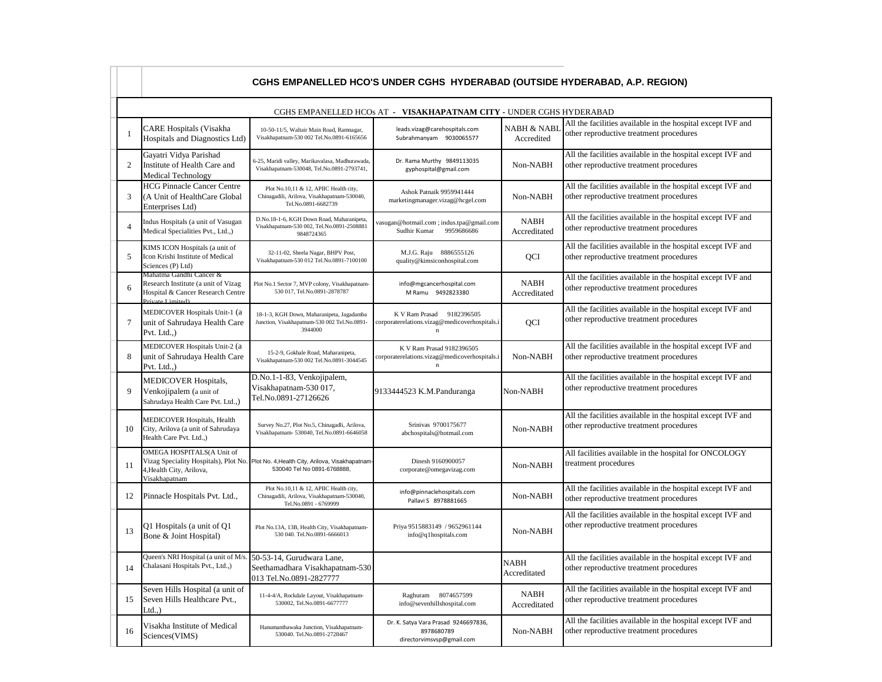# CGHS EMPANELLED HCO'S UNDER CGHS HYDERABAD (OUTSIDE HYDERABAD, A.P. REGION)

CGHS EMPANELLED HCOs AT - **VISAKHAPATNAM CITY** - UNDER CGHS HYDERABAD

| | | | | | |
|---|---|---|---|---|---|
| 1 | CARE Hospitals (Visakha Hospitals and Diagnostics Ltd) | 10-50-11/5, Waltair Main Road, Ramnagar, Visakhapatnam-530 002 Tel.No.0891-6165656 | leads.vizag@carehospitals.com Subrahmanyam 9030065577 | NABH & NABL Accredited | All the facilities available in the hospital except IVF and other reproductive treatment procedures |
| 2 | Gayatri Vidya Parishad Institute of Health Care and Medical Technology | 6-25, Maridi valley, Marikavalasa, Madhurawada, Visakhapatnam-530048, Tel.No.0891-2793741, | Dr. Rama Murthy 9849113035 gyphospital@gmail.com | Non-NABH | All the facilities available in the hospital except IVF and other reproductive treatment procedures |
| 3 | HCG Pinnacle Cancer Centre (A Unit of HealthCare Global Enterprises Ltd) | Plot No.10,11 & 12, APIIC Health city, Chinagadili, Arilova, Visakhapatnam-530040, Tel.No.0891-6682739 | Ashok Patnaik 9959941444 marketingmanager.vizag@hcgel.com | Non-NABH | All the facilities available in the hospital except IVF and other reproductive treatment procedures |
| 4 | Indus Hospitals (a unit of Vasugan Medical Specialities Pvt., Ltd.,) | D.No.18-1-6, KGH Down Road, Maharanipeta, Visakhapatnam-530 002, Tel.No.0891-2508881 9848724365 | vasugan@hotmail.com ; indus.tpa@gmail.com Sudhir Kumar 9959686686 | NABH Accreditated | All the facilities available in the hospital except IVF and other reproductive treatment procedures |
| 5 | KIMS ICON Hospitals (a unit of Icon Krishi Institute of Medical Sciences (P) Ltd) | 32-11-02, Sheela Nagar, BHPV Post, Visakhapatnam-530 012 Tel.No.0891-7100100 | M.J.G. Raju 8886555126 quality@kimsiconhospital.com | QCI | All the facilities available in the hospital except IVF and other reproductive treatment procedures |
| 6 | Mahatma Gandhi Cancer & Research Institute (a unit of Vizag Hospital & Cancer Research Centre Private Limited) | Plot No.1 Sector 7, MVP colony, Visakhapatnam-530 017, Tel.No.0891-2878787 | info@mgcancerhospital.com M Ramu 9492823380 | NABH Accreditated | All the facilities available in the hospital except IVF and other reproductive treatment procedures |
| 7 | MEDICOVER Hospitals Unit-1 (a unit of Sahrudaya Health Care Pvt. Ltd.,) | 18-1-3, KGH Down, Maharanipeta, Jagadamba Junction, Visakhapatnam-530 002 Tel.No.0891-3944000 | K V Ram Prasad 9182396505 corporaterelations.vizag@medicoverhospitals.in | QCI | All the facilities available in the hospital except IVF and other reproductive treatment procedures |
| 8 | MEDICOVER Hospitals Unit-2 (a unit of Sahrudaya Health Care Pvt. Ltd.,) | 15-2-9, Gokhale Road, Maharanipeta, Visakhapatnam-530 002 Tel.No.0891-3044545 | K V Ram Prasad 9182396505 corporaterelations.vizag@medicoverhospitals.in | Non-NABH | All the facilities available in the hospital except IVF and other reproductive treatment procedures |
| 9 | MEDICOVER Hospitals, Venkojipalem (a unit of Sahrudaya Health Care Pvt. Ltd.,) | D.No.1-1-83, Venkojipalem, Visakhapatnam-530 017, Tel.No.0891-27126626 | 9133444523 K.M.Panduranga | Non-NABH | All the facilities available in the hospital except IVF and other reproductive treatment procedures |
| 10 | MEDICOVER Hospitals, Health City, Arilova (a unit of Sahrudaya Health Care Pvt. Ltd.,) | Survey No.27, Plot No.5, Chinagadli, Arilova, Visakhapatnam- 530040, Tel.No.0891-6646058 | Srinivas 9700175677 abchospitals@hotmail.com | Non-NABH | All the facilities available in the hospital except IVF and other reproductive treatment procedures |
| 11 | OMEGA HOSPITALS(A Unit of Vizag Speciality Hospitals), Plot No. 4,Health City, Arilova, Visakhapatnam | Plot No. 4,Health City, Arilova, Visakhapatnam-530040 Tel No 0891-6768888, | Dinesh 9160900057 corporate@omegavizag.com | Non-NABH | All facilities available in the hospital for ONCOLOGY treatment procedures |
| 12 | Pinnacle Hospitals Pvt. Ltd., | Plot No.10,11 & 12, APIIC Health city, Chinagadili, Arilova, Visakhapatnam-530040, Tel.No.0891 - 6769999 | info@pinnaclehospitals.com Pallavi S 8978881665 | Non-NABH | All the facilities available in the hospital except IVF and other reproductive treatment procedures |
| 13 | Q1 Hospitals (a unit of Q1 Bone & Joint Hospital) | Plot No.13A, 13B, Health City, Visakhapatnam-530 040. Tel.No.0891-6666013 | Priya 9515883149 / 9652961144 info@q1hospitals.com | Non-NABH | All the facilities available in the hospital except IVF and other reproductive treatment procedures |
| 14 | Queen's NRI Hospital (a unit of M/s. Chalasani Hospitals Pvt., Ltd.,) | 50-53-14, Gurudwara Lane, Seethamadhara Visakhapatnam-530 013 Tel.No.0891-2827777 | | NABH Accreditated | All the facilities available in the hospital except IVF and other reproductive treatment procedures |
| 15 | Seven Hills Hospital (a unit of Seven Hills Healthcare Pvt., Ltd.,) | 11-4-4/A, Rockdale Layout, Visakhapatnam-530002, Tel.No.0891-6677777 | Raghuram 8074657599 info@sevenhillshospital.com | NABH Accreditated | All the facilities available in the hospital except IVF and other reproductive treatment procedures |
| 16 | Visakha Institute of Medical Sciences(VIMS) | Hanumanthawaka Junction, Visakhapatnam-530040. Tel.No.0891-2728467 | Dr. K. Satya Vara Prasad 9246697836, 8978680789 directorvimsvsp@gmail.com | Non-NABH | All the facilities available in the hospital except IVF and other reproductive treatment procedures |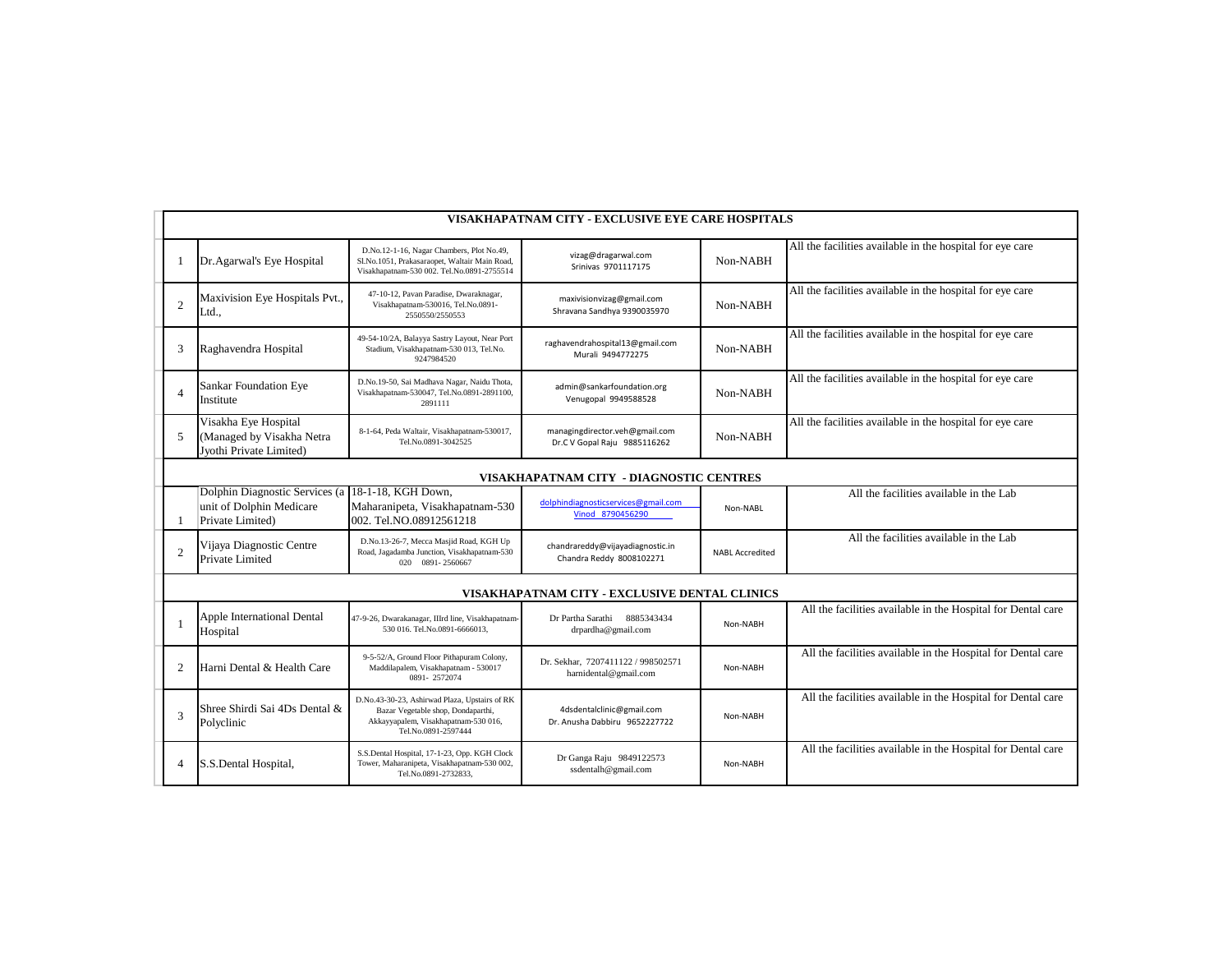| | | | | | |
|---|---|---|---|---|---|
| **VISAKHAPATNAM CITY - EXCLUSIVE EYE CARE HOSPITALS** | | | | | |
| 1 | Dr.Agarwal's Eye Hospital | D.No.12-1-16, Nagar Chambers, Plot No.49, Sl.No.1051, Prakasaraopet, Waltair Main Road, Visakhapatnam-530 002. Tel.No.0891-2755514 | vizag@dragarwal.com Srinivas 9701117175 | Non-NABH | All the facilities available in the hospital for eye care |
| 2 | Maxivision Eye Hospitals Pvt., Ltd., | 47-10-12, Pavan Paradise, Dwaraknagar, Visakhapatnam-530016, Tel.No.0891-2550550/2550553 | maxivisionvizag@gmail.com Shravana Sandhya 9390035970 | Non-NABH | All the facilities available in the hospital for eye care |
| 3 | Raghavendra Hospital | 49-54-10/2A, Balayya Sastry Layout, Near Port Stadium, Visakhapatnam-530 013, Tel.No. 9247984520 | raghavendrahospital13@gmail.com Murali 9494772275 | Non-NABH | All the facilities available in the hospital for eye care |
| 4 | Sankar Foundation Eye Institute | D.No.19-50, Sai Madhava Nagar, Naidu Thota, Visakhapatnam-530047, Tel.No.0891-2891100, 2891111 | admin@sankarfoundation.org Venugopal 9949588528 | Non-NABH | All the facilities available in the hospital for eye care |
| 5 | Visakha Eye Hospital (Managed by Visakha Netra Jyothi Private Limited) | 8-1-64, Peda Waltair, Visakhapatnam-530017, Tel.No.0891-3042525 | managingdirector.veh@gmail.com Dr.C V Gopal Raju 9885116262 | Non-NABH | All the facilities available in the hospital for eye care |
| **VISAKHAPATNAM CITY - DIAGNOSTIC CENTRES** | | | | | |
| 1 | Dolphin Diagnostic Services (a unit of Dolphin Medicare Private Limited) | 18-1-18, KGH Down, Maharanipeta, Visakhapatnam-530 002. Tel.NO.08912561218 | dolphindiagnosticservices@gmail.com Vinod 8790456290 | Non-NABL | All the facilities available in the Lab |
| 2 | Vijaya Diagnostic Centre Private Limited | D.No.13-26-7, Mecca Masjid Road, KGH Up Road, Jagadamba Junction, Visakhapatnam-530 020 0891- 2560667 | chandrareddy@vijayadiagnostic.in Chandra Reddy 8008102271 | NABL Accredited | All the facilities available in the Lab |
| **VISAKHAPATNAM CITY - EXCLUSIVE DENTAL CLINICS** | | | | | |
| 1 | Apple International Dental Hospital | 47-9-26, Dwarakanagar, IIIrd line, Visakhapatnam-530 016. Tel.No.0891-6666013, | Dr Partha Sarathi 8885343434 drpardha@gmail.com | Non-NABH | All the facilities available in the Hospital for Dental care |
| 2 | Harni Dental & Health Care | 9-5-52/A, Ground Floor Pithapuram Colony, Maddilapalem, Visakhapatnam - 530017 0891- 2572074 | Dr. Sekhar, 7207411122 / 998502571 harnidental@gmail.com | Non-NABH | All the facilities available in the Hospital for Dental care |
| 3 | Shree Shirdi Sai 4Ds Dental & Polyclinic | D.No.43-30-23, Ashirwad Plaza, Upstairs of RK Bazar Vegetable shop, Dondaparthi, Akkayyapalem, Visakhapatnam-530 016, Tel.No.0891-2597444 | 4dsdentalclinic@gmail.com Dr. Anusha Dabbiru 9652227722 | Non-NABH | All the facilities available in the Hospital for Dental care |
| 4 | S.S.Dental Hospital, | S.S.Dental Hospital, 17-1-23, Opp. KGH Clock Tower, Maharanipeta, Visakhapatnam-530 002, Tel.No.0891-2732833, | Dr Ganga Raju 9849122573 ssdentalh@gmail.com | Non-NABH | All the facilities available in the Hospital for Dental care |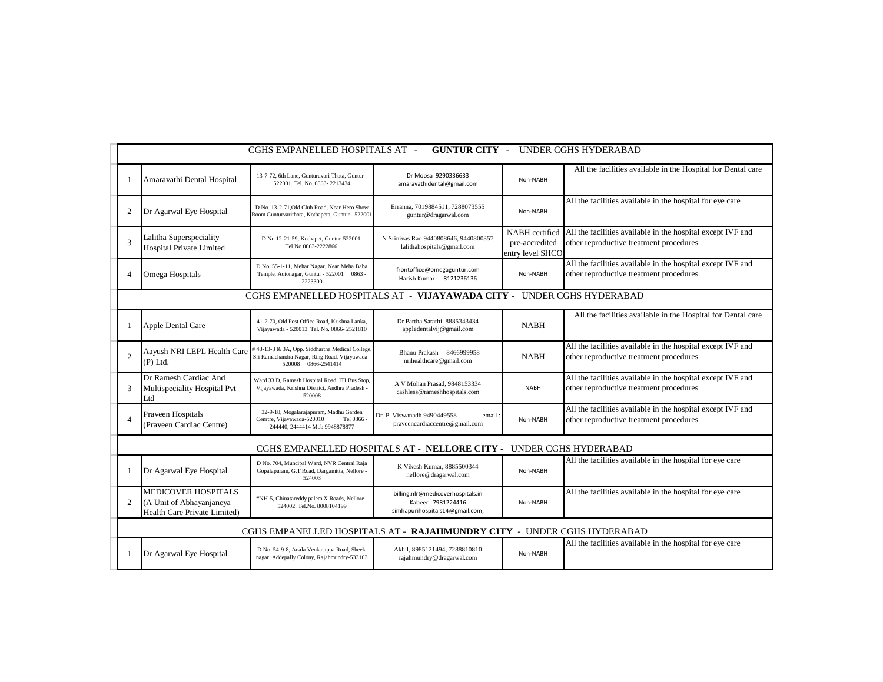| | | | | | |
|---|---|---|---|---|---|
| **CGHS EMPANELLED HOSPITALS AT - GUNTUR CITY - UNDER CGHS HYDERABAD** | | | | | |
| 1 | Amaravathi Dental Hospital | 13-7-72, 6th Lane, Gunturuvari Thota, Guntur - 522001. Tel. No. 0863- 2213434 | Dr Moosa 9290336633 amaravathidental@gmail.com | Non-NABH | All the facilities available in the Hospital for Dental care |
| 2 | Dr Agarwal Eye Hospital | D No. 13-2-71,Old Club Road, Near Hero Show Room Gunturvarithota, Kothapeta, Guntur - 522001 | Erranna, 7019884511, 7288073555 guntur@dragarwal.com | Non-NABH | All the facilities available in the hospital for eye care |
| 3 | Lalitha Superspeciality Hospital Private Limited | D.No.12-21-59, Kothapet, Guntur-522001. Tel.No.0863-2222866, | N Srinivas Rao 9440808646, 9440800357 lalithahospitals@gmail.com | NABH certified pre-accredited entry level SHCO | All the facilities available in the hospital except IVF and other reproductive treatment procedures |
| 4 | Omega Hospitals | D.No. 55-1-11, Mehar Nagar, Near Meha Baba Temple, Autonagar, Guntur - 522001 0863 - 2223300 | frontoffice@omegaguntur.com Harish Kumar 8121236136 | Non-NABH | All the facilities available in the hospital except IVF and other reproductive treatment procedures |
| **CGHS EMPANELLED HOSPITALS AT - VIJAYAWADA CITY - UNDER CGHS HYDERABAD** | | | | | |
| 1 | Apple Dental Care | 41-2-70, Old Post Office Road, Krishna Lanka, Vijayawada - 520013. Tel. No. 0866- 2521810 | Dr Partha Sarathi 8885343434 appledentalvij@gmail.com | NABH | All the facilities available in the Hospital for Dental care |
| 2 | Aayush NRI LEPL Health Care (P) Ltd. | # 48-13-3 & 3A, Opp. Siddhartha Medical College, Sri Ramachandra Nagar, Ring Road, Vijayawada - 520008 0866-2541414 | Bhanu Prakash 8466999958 nrihealthcare@gmail.com | NABH | All the facilities available in the hospital except IVF and other reproductive treatment procedures |
| 3 | Dr Ramesh Cardiac And Multispeciality Hospital Pvt Ltd | Ward 33 D, Ramesh Hospital Road, ITI Bus Stop, Vijayawada, Krishna District, Andhra Pradesh - 520008 | A V Mohan Prasad, 9848153334 cashless@rameshhospitals.com | NABH | All the facilities available in the hospital except IVF and other reproductive treatment procedures |
| 4 | Praveen Hospitals (Praveen Cardiac Centre) | 32-9-18, Mogalarajapuram, Madhu Garden Cenrtre, Vijayawada-520010 Tel 0866 - 244440, 2444414 Mob 9948878877 | Dr. P. Viswanadh 9490449558 email : praveencardiaccentre@gmail.com | Non-NABH | All the facilities available in the hospital except IVF and other reproductive treatment procedures |
| **CGHS EMPANELLED HOSPITALS AT - NELLORE CITY - UNDER CGHS HYDERABAD** | | | | | |
| 1 | Dr Agarwal Eye Hospital | D No. 704, Muncipal Ward, NVR Central Raja Gopalapuram, G.T.Road, Dargamitta, Nellore - 524003 | K Vikesh Kumar, 8885500344 nellore@dragarwal.com | Non-NABH | All the facilities available in the hospital for eye care |
| 2 | MEDICOVER HOSPITALS (A Unit of Abhayanjaneya Health Care Private Limited) | #NH-5, Chinatareddy palem X Roads, Nellore - 524002. Tel.No. 8008104199 | billing.nlr@medicoverhospitals.in Kabeer 7981224416 simhapurihospitals14@gmail.com; | Non-NABH | All the facilities available in the hospital for eye care |
| **CGHS EMPANELLED HOSPITALS AT - RAJAHMUNDRY CITY - UNDER CGHS HYDERABAD** | | | | | |
| 1 | Dr Agarwal Eye Hospital | D No. 54-9-8, Anala Venkatappa Road, Sheela nagar, Addepally Colony, Rajahmundry-533103 | Akhil, 8985121494, 7288810810 rajahmundry@dragarwal.com | Non-NABH | All the facilities available in the hospital for eye care |